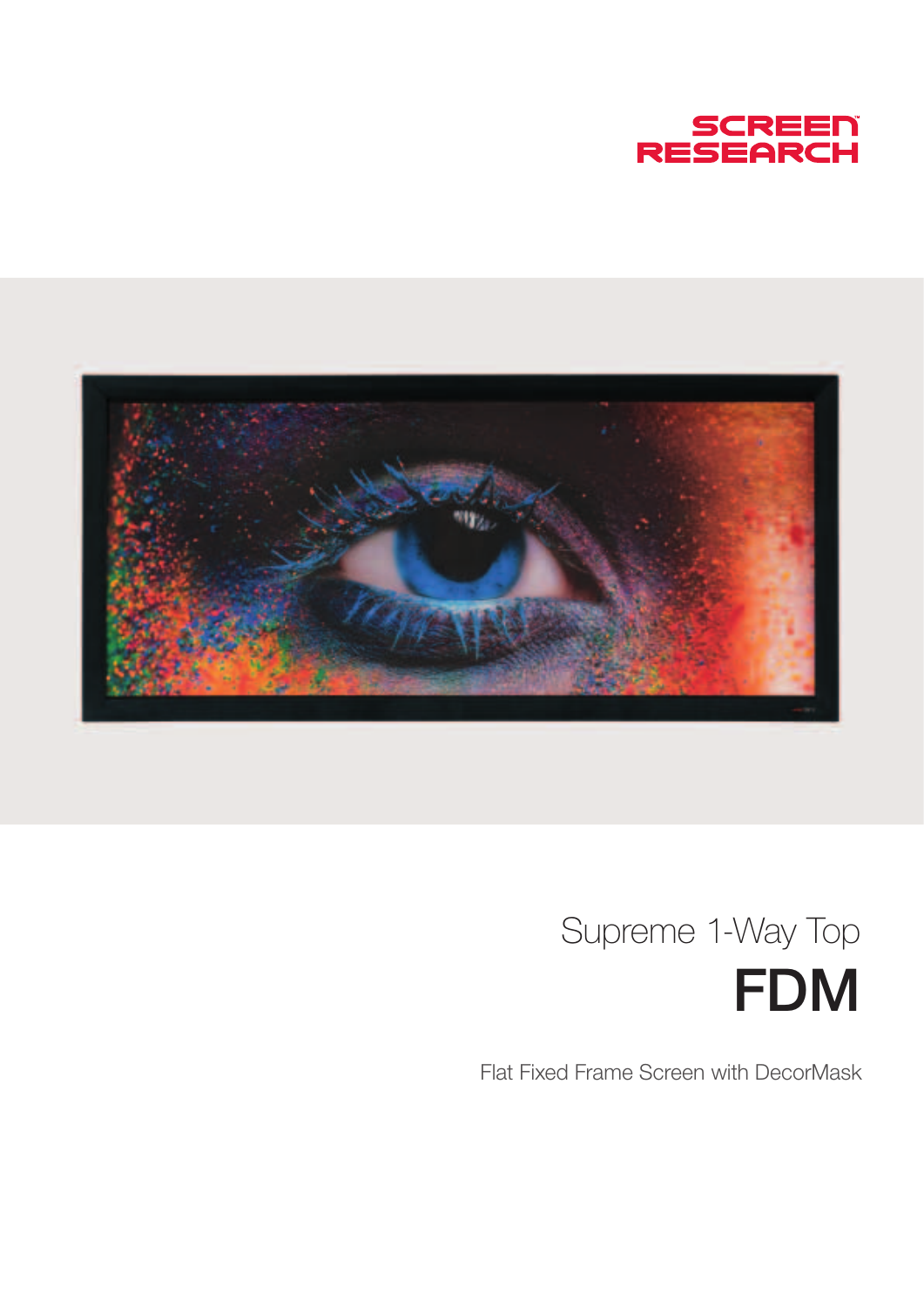SCREEN RESEARCH

# Supreme 1-Way Top
# FDM

Flat Fixed Frame Screen with DecorMask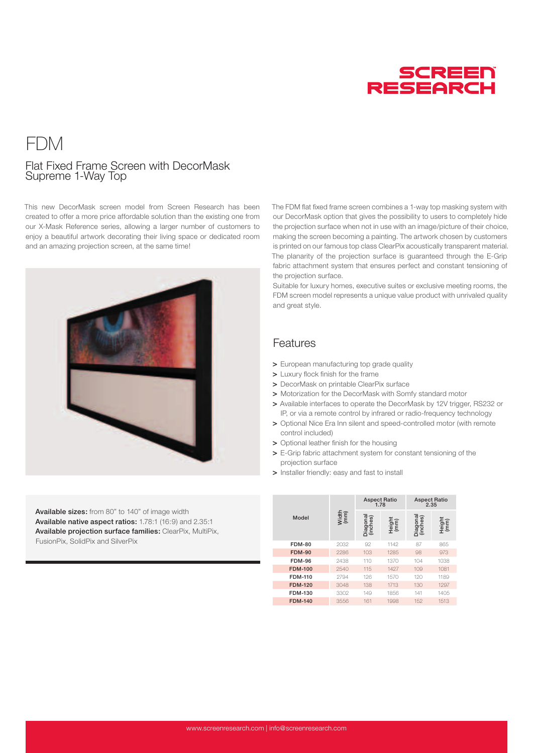SCREEN RESEARCH

# FDM

## Flat Fixed Frame Screen with DecorMask Supreme 1-Way Top

This new DecorMask screen model from Screen Research has been created to offer a more price affordable solution than the existing one from our X-Mask Reference series, allowing a larger number of customers to enjoy a beautiful artwork decorating their living space or dedicated room and an amazing projection screen, at the same time!

The FDM flat fixed frame screen combines a 1-way top masking system with our DecorMask option that gives the possibility to users to completely hide the projection surface when not in use with an image/picture of their choice, making the screen becoming a painting. The artwork chosen by customers is printed on our famous top class ClearPix acoustically transparent material. The planarity of the projection surface is guaranteed through the E-Grip fabric attachment system that ensures perfect and constant tensioning of the projection surface.

Suitable for luxury homes, executive suites or exclusive meeting rooms, the FDM screen model represents a unique value product with unrivaled quality and great style.

## Features

- European manufacturing top grade quality
- Luxury flock finish for the frame
- DecorMask on printable ClearPix surface
- Motorization for the DecorMask with Somfy standard motor
- Available interfaces to operate the DecorMask by 12V trigger, RS232 or IP, or via a remote control by infrared or radio-frequency technology
- Optional Nice Era Inn silent and speed-controlled motor (with remote control included)
- Optional leather finish for the housing
- E-Grip fabric attachment system for constant tensioning of the projection surface
- Installer friendly: easy and fast to install

**Available sizes:** from 80" to 140" of image width
**Available native aspect ratios:** 1.78:1 (16:9) and 2.35:1
**Available projection surface families:** ClearPix, MultiPix, FusionPix, SolidPix and SilverPix

| Model | Width (mm) | Aspect Ratio 1.78 | | Aspect Ratio 2.35 | |
|---|---|---|---|---|---|
| | | Diagonal (inches) | Height (mm) | Diagonal (inches) | Height (mm) |
| FDM-80 | 2032 | 92 | 1142 | 87 | 865 |
| FDM-90 | 2286 | 103 | 1285 | 98 | 973 |
| FDM-96 | 2438 | 110 | 1370 | 104 | 1038 |
| FDM-100 | 2540 | 115 | 1427 | 109 | 1081 |
| FDM-110 | 2794 | 126 | 1570 | 120 | 1189 |
| FDM-120 | 3048 | 138 | 1713 | 130 | 1297 |
| FDM-130 | 3302 | 149 | 1856 | 141 | 1405 |
| FDM-140 | 3556 | 161 | 1998 | 152 | 1513 |

www.screenresearch.com | info@screenresearch.com